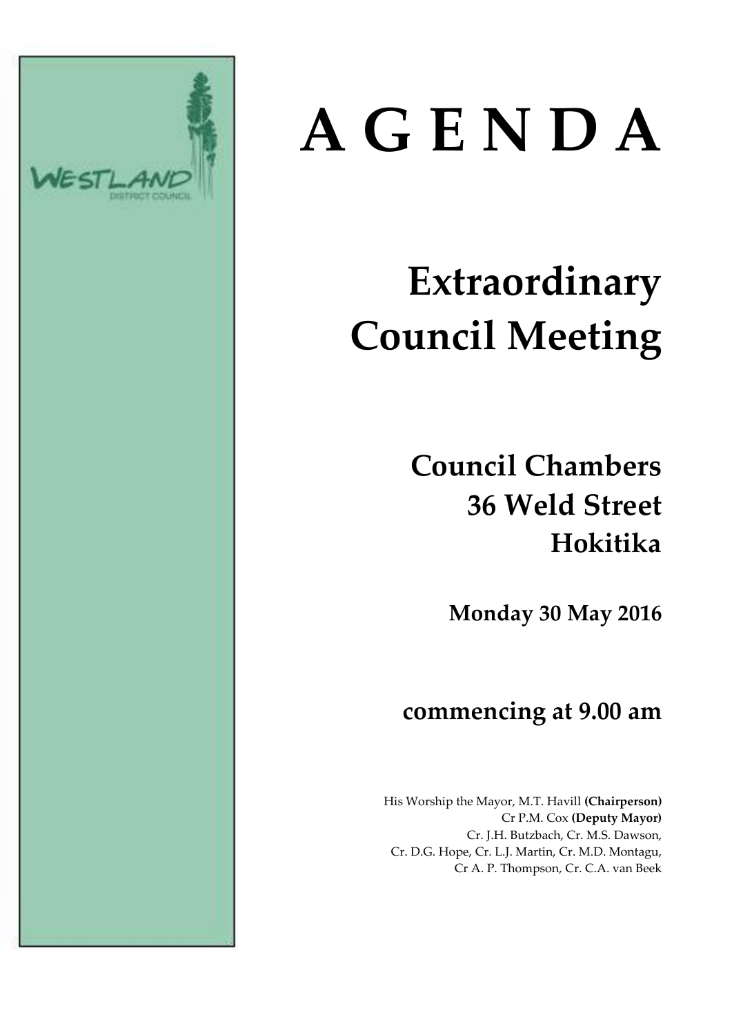WESTLAND
DISTRICT COUNCIL

# A G E N D A

## Extraordinary Council Meeting

### Council Chambers
### 36 Weld Street
### Hokitika

**Monday 30 May 2016**

### commencing at 9.00 am

His Worship the Mayor, M.T. Havill **(Chairperson)**
Cr P.M. Cox **(Deputy Mayor)**
Cr. J.H. Butzbach, Cr. M.S. Dawson,
Cr. D.G. Hope, Cr. L.J. Martin, Cr. M.D. Montagu,
Cr A. P. Thompson, Cr. C.A. van Beek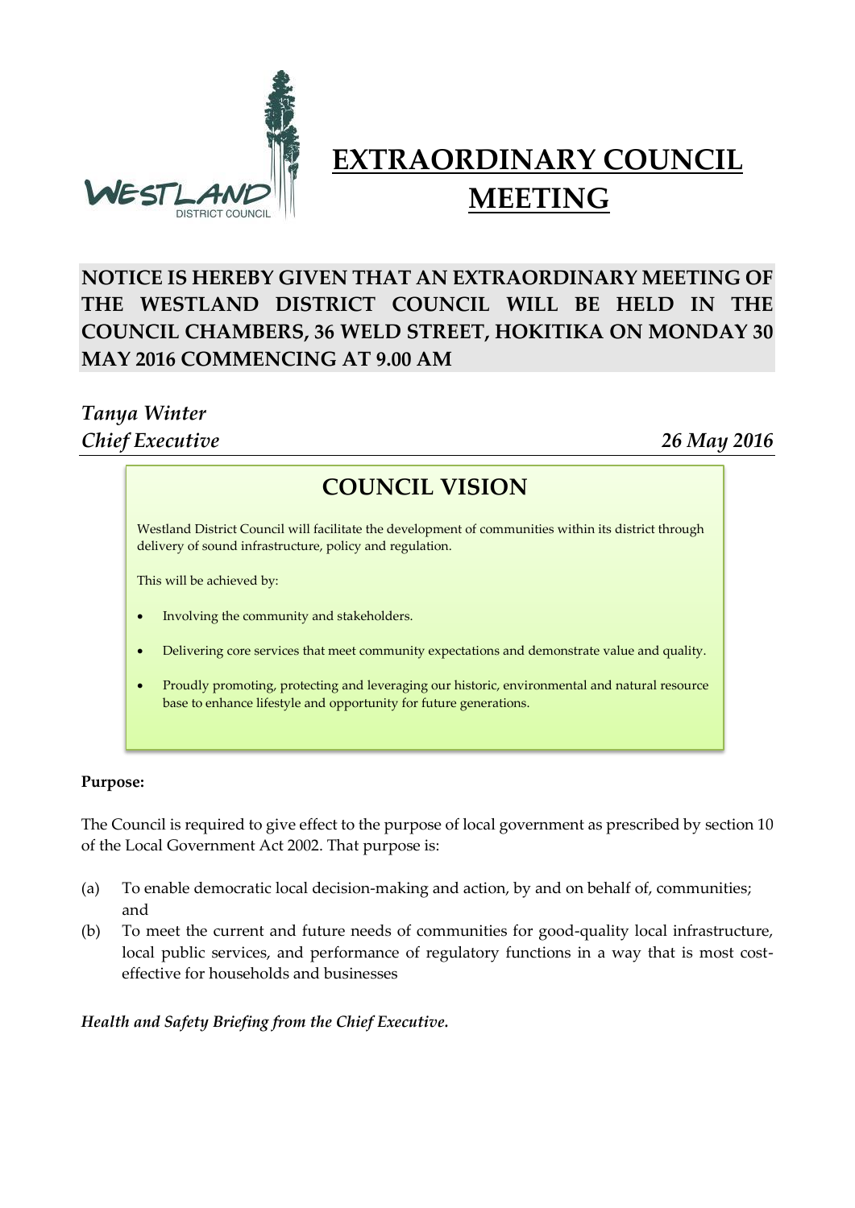# EXTRAORDINARY COUNCIL MEETING

**NOTICE IS HEREBY GIVEN THAT AN EXTRAORDINARY MEETING OF THE WESTLAND DISTRICT COUNCIL WILL BE HELD IN THE COUNCIL CHAMBERS, 36 WELD STREET, HOKITIKA ON MONDAY 30 MAY 2016 COMMENCING AT 9.00 AM**

***Tanya Winter***
***Chief Executive*** ***26 May 2016***

## COUNCIL VISION

Westland District Council will facilitate the development of communities within its district through delivery of sound infrastructure, policy and regulation.

This will be achieved by:

- Involving the community and stakeholders.
- Delivering core services that meet community expectations and demonstrate value and quality.
- Proudly promoting, protecting and leveraging our historic, environmental and natural resource base to enhance lifestyle and opportunity for future generations.

**Purpose:**

The Council is required to give effect to the purpose of local government as prescribed by section 10 of the Local Government Act 2002. That purpose is:

(a) To enable democratic local decision-making and action, by and on behalf of, communities; and

(b) To meet the current and future needs of communities for good-quality local infrastructure, local public services, and performance of regulatory functions in a way that is most cost-effective for households and businesses

***Health and Safety Briefing from the Chief Executive.***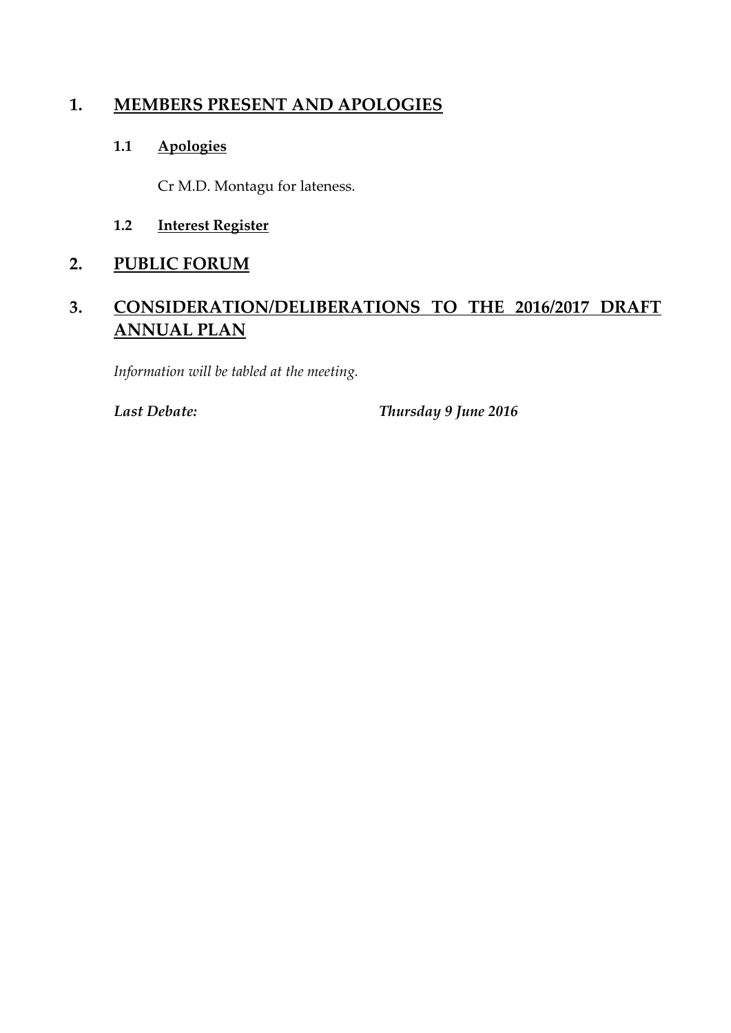## 1. MEMBERS PRESENT AND APOLOGIES

### 1.1 Apologies

Cr M.D. Montagu for lateness.

### 1.2 Interest Register

## 2. PUBLIC FORUM

## 3. CONSIDERATION/DELIBERATIONS TO THE 2016/2017 DRAFT ANNUAL PLAN

*Information will be tabled at the meeting.*

***Last Debate:*** ***Thursday 9 June 2016***